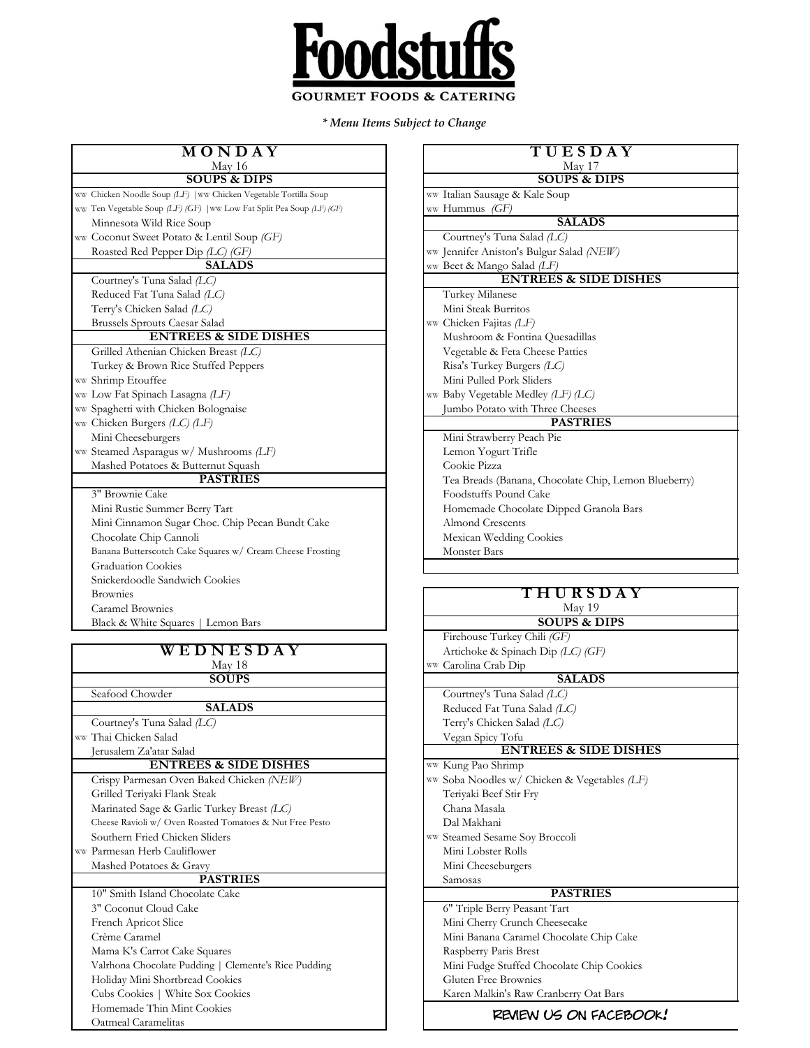# Foodstuffs

**GOURMET FOODS & CATERING**

***Menu Items Subject to Change***

## MONDAY

May 16

### SOUPS & DIPS

- WW Chicken Noodle Soup *(LF)* | WW Chicken Vegetable Tortilla Soup
- WW Ten Vegetable Soup *(LF) (GF)* | WW Low Fat Split Pea Soup *(LF) (GF)*
- Minnesota Wild Rice Soup
- WW Coconut Sweet Potato & Lentil Soup *(GF)*
- Roasted Red Pepper Dip *(LC) (GF)*

### SALADS

- Courtney's Tuna Salad *(LC)*
- Reduced Fat Tuna Salad *(LC)*
- Terry's Chicken Salad *(LC)*
- Brussels Sprouts Caesar Salad

### ENTREES & SIDE DISHES

- Grilled Athenian Chicken Breast *(LC)*
- Turkey & Brown Rice Stuffed Peppers
- WW Shrimp Etouffee
- WW Low Fat Spinach Lasagna *(LF)*
- WW Spaghetti with Chicken Bolognaise
- WW Chicken Burgers *(LC) (LF)*
- Mini Cheeseburgers
- WW Steamed Asparagus w/ Mushrooms *(LF)*
- Mashed Potatoes & Butternut Squash

### PASTRIES

- 3" Brownie Cake
- Mini Rustic Summer Berry Tart
- Mini Cinnamon Sugar Choc. Chip Pecan Bundt Cake
- Chocolate Chip Cannoli
- Banana Butterscotch Cake Squares w/ Cream Cheese Frosting
- Graduation Cookies
- Snickerdoodle Sandwich Cookies
- Brownies
- Caramel Brownies
- Black & White Squares | Lemon Bars

## WEDNESDAY

May 18

### SOUPS

- Seafood Chowder

### SALADS

- Courtney's Tuna Salad *(LC)*
- WW Thai Chicken Salad
- Jerusalem Za'atar Salad

### ENTREES & SIDE DISHES

- Crispy Parmesan Oven Baked Chicken *(NEW)*
- Grilled Teriyaki Flank Steak
- Marinated Sage & Garlic Turkey Breast *(LC)*
- Cheese Ravioli w/ Oven Roasted Tomatoes & Nut Free Pesto
- Southern Fried Chicken Sliders
- WW Parmesan Herb Cauliflower
- Mashed Potatoes & Gravy

### PASTRIES

- 10" Smith Island Chocolate Cake
- 3" Coconut Cloud Cake
- French Apricot Slice
- Crème Caramel
- Mama K's Carrot Cake Squares
- Valrhona Chocolate Pudding | Clemente's Rice Pudding
- Holiday Mini Shortbread Cookies
- Cubs Cookies | White Sox Cookies
- Homemade Thin Mint Cookies
- Oatmeal Caramelitas

## TUESDAY

May 17

### SOUPS & DIPS

- WW Italian Sausage & Kale Soup
- WW Hummus *(GF)*

### SALADS

- Courtney's Tuna Salad *(LC)*
- WW Jennifer Aniston's Bulgur Salad *(NEW)*
- WW Beet & Mango Salad *(LF)*

### ENTREES & SIDE DISHES

- Turkey Milanese
- Mini Steak Burritos
- WW Chicken Fajitas *(LF)*
- Mushroom & Fontina Quesadillas
- Vegetable & Feta Cheese Patties
- Risa's Turkey Burgers *(LC)*
- Mini Pulled Pork Sliders
- WW Baby Vegetable Medley *(LF) (LC)*
- Jumbo Potato with Three Cheeses

### PASTRIES

- Mini Strawberry Peach Pie
- Lemon Yogurt Trifle
- Cookie Pizza
- Tea Breads (Banana, Chocolate Chip, Lemon Blueberry)
- Foodstuffs Pound Cake
- Homemade Chocolate Dipped Granola Bars
- Almond Crescents
- Mexican Wedding Cookies
- Monster Bars

## THURSDAY

May 19

### SOUPS & DIPS

- Firehouse Turkey Chili *(GF)*
- Artichoke & Spinach Dip *(LC) (GF)*
- WW Carolina Crab Dip

### SALADS

- Courtney's Tuna Salad *(LC)*
- Reduced Fat Tuna Salad *(LC)*
- Terry's Chicken Salad *(LC)*
- Vegan Spicy Tofu

### ENTREES & SIDE DISHES

- WW Kung Pao Shrimp
- WW Soba Noodles w/ Chicken & Vegetables *(LF)*
- Teriyaki Beef Stir Fry
- Chana Masala
- Dal Makhani
- WW Steamed Sesame Soy Broccoli
- Mini Lobster Rolls
- Mini Cheeseburgers
- Samosas

### PASTRIES

- 6" Triple Berry Peasant Tart
- Mini Cherry Crunch Cheesecake
- Mini Banana Caramel Chocolate Chip Cake
- Raspberry Paris Brest
- Mini Fudge Stuffed Chocolate Chip Cookies
- Gluten Free Brownies
- Karen Malkin's Raw Cranberry Oat Bars

**REVIEW US ON FACEBOOK!**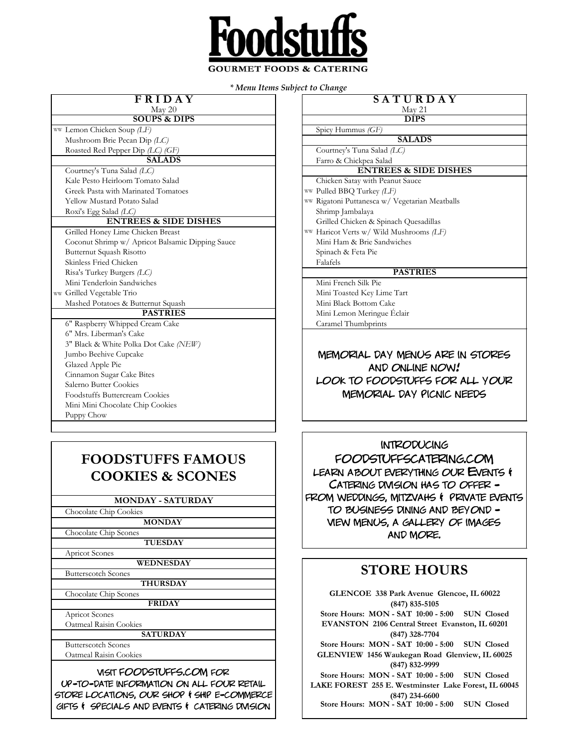# Foodstuffs

GOURMET FOODS & CATERING

*\* Menu Items Subject to Change*

## FRIDAY

May 20

### SOUPS & DIPS

- WW Lemon Chicken Soup *(LF)*
- Mushroom Brie Pecan Dip *(LC)*
- Roasted Red Pepper Dip *(LC) (GF)*

### SALADS

- Courtney's Tuna Salad *(LC)*
- Kale Pesto Heirloom Tomato Salad
- Greek Pasta with Marinated Tomatoes
- Yellow Mustard Potato Salad
- Roxi's Egg Salad *(LC)*

### ENTREES & SIDE DISHES

- Grilled Honey Lime Chicken Breast
- Coconut Shrimp w/ Apricot Balsamic Dipping Sauce
- Butternut Squash Risotto
- Skinless Fried Chicken
- Risa's Turkey Burgers *(LC)*
- Mini Tenderloin Sandwiches
- WW Grilled Vegetable Trio
- Mashed Potatoes & Butternut Squash

### PASTRIES

- 6" Raspberry Whipped Cream Cake
- 6" Mrs. Liberman's Cake
- 3" Black & White Polka Dot Cake *(NEW)*
- Jumbo Beehive Cupcake
- Glazed Apple Pie
- Cinnamon Sugar Cake Bites
- Salerno Butter Cookies
- Foodstuffs Buttercream Cookies
- Mini Mini Chocolate Chip Cookies
- Puppy Chow

## SATURDAY

May 21

### DIPS

- Spicy Hummus *(GF)*

### SALADS

- Courtney's Tuna Salad *(LC)*
- Farro & Chickpea Salad

### ENTREES & SIDE DISHES

- Chicken Satay with Peanut Sauce
- WW Pulled BBQ Turkey *(LF)*
- WW Rigatoni Puttanesca w/ Vegetarian Meatballs
- Shrimp Jambalaya
- Grilled Chicken & Spinach Quesadillas
- WW Haricot Verts w/ Wild Mushrooms *(LF)*
- Mini Ham & Brie Sandwiches
- Spinach & Feta Pie
- Falafels

### PASTRIES

- Mini French Silk Pie
- Mini Toasted Key Lime Tart
- Mini Black Bottom Cake
- Mini Lemon Meringue Éclair
- Caramel Thumbprints

MEMORIAL DAY MENUS ARE IN STORES AND ONLINE NOW!
LOOK TO FOODSTUFFS FOR ALL YOUR MEMORIAL DAY PICNIC NEEDS

## FOODSTUFFS FAMOUS COOKIES & SCONES

### MONDAY - SATURDAY

- Chocolate Chip Cookies

### MONDAY

- Chocolate Chip Scones

### TUESDAY

- Apricot Scones

### WEDNESDAY

- Butterscotch Scones

### THURSDAY

- Chocolate Chip Scones

### FRIDAY

- Apricot Scones
- Oatmeal Raisin Cookies

### SATURDAY

- Butterscotch Scones
- Oatmeal Raisin Cookies

VISIT FOODSTUFFS.COM FOR UP-TO-DATE INFORMATION ON ALL FOUR RETAIL STORE LOCATIONS, OUR SHOP & SHIP E-COMMERCE GIFTS & SPECIALS AND EVENTS & CATERING DIVISION

INTRODUCING FOODSTUFFSCATERING.COM
LEARN ABOUT EVERYTHING OUR EVENTS & CATERING DIVISION HAS TO OFFER - FROM WEDDINGS, MITZVAHS & PRIVATE EVENTS TO BUSINESS DINING AND BEYOND - VIEW MENUS, A GALLERY OF IMAGES AND MORE.

## STORE HOURS

**GLENCOE 338 Park Avenue Glencoe, IL 60022**
**(847) 835-5105**
**Store Hours: MON - SAT 10:00 - 5:00 SUN Closed**

**EVANSTON 2106 Central Street Evanston, IL 60201**
**(847) 328-7704**
**Store Hours: MON - SAT 10:00 - 5:00 SUN Closed**

**GLENVIEW 1456 Waukegan Road Glenview, IL 60025**
**(847) 832-9999**
**Store Hours: MON - SAT 10:00 - 5:00 SUN Closed**

**LAKE FOREST 255 E. Westminster Lake Forest, IL 60045**
**(847) 234-6600**
**Store Hours: MON - SAT 10:00 - 5:00 SUN Closed**